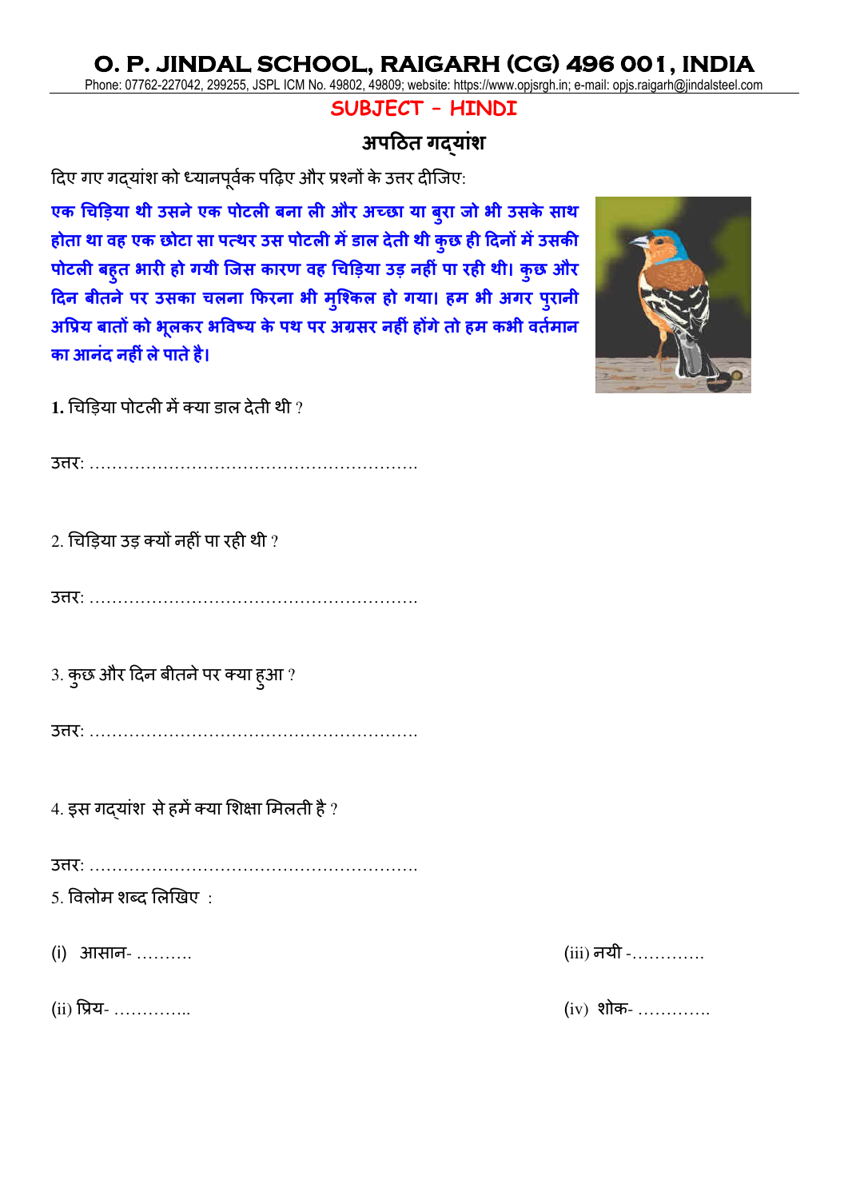# O. P. JINDAL SCHOOL, RAIGARH (CG) 496 001, INDIA

Phone: 07762-227042, 299255, JSPL ICM No. 49802, 49809; website: https://www.opjsrgh.in; e-mail: opjs.raigarh@jindalsteel.com

## SUBJECT – HINDI

### अपठित गद्यांश

दिए गए गद्यांश को ध्यानपूर्वक पढ़िए और प्रश्नों के उत्तर दीजिए:

**एक चिड़िया थी उसने एक पोटली बना ली और अच्छा या बुरा जो भी उसके साथ होता था वह एक छोटा सा पत्थर उस पोटली में डाल देती थी कुछ ही दिनों में उसकी पोटली बहुत भारी हो गयी जिस कारण वह चिड़िया उड़ नहीं पा रही थी। कुछ और दिन बीतने पर उसका चलना फिरना भी मुश्किल हो गया। हम भी अगर पुरानी अप्रिय बातों को भूलकर भविष्य के पथ पर अग्रसर नहीं होंगे तो हम कभी वर्तमान का आनंद नहीं ले पाते है।**

**1.** चिड़िया पोटली में क्या डाल देती थी ?

उत्तर: ………………………………………………….

2. चिड़िया उड़ क्यों नहीं पा रही थी ?

उत्तर: ………………………………………………….

3. कुछ और दिन बीतने पर क्या हुआ ?

उत्तर: ………………………………………………….

4. इस गद्यांश से हमें क्या शिक्षा मिलती है ?

उत्तर: ………………………………………………….

5. विलोम शब्द लिखिए :

(i) आसान- ……….

(ii) प्रिय- …………..

(iii) नयी -………….

(iv) शोक- ………….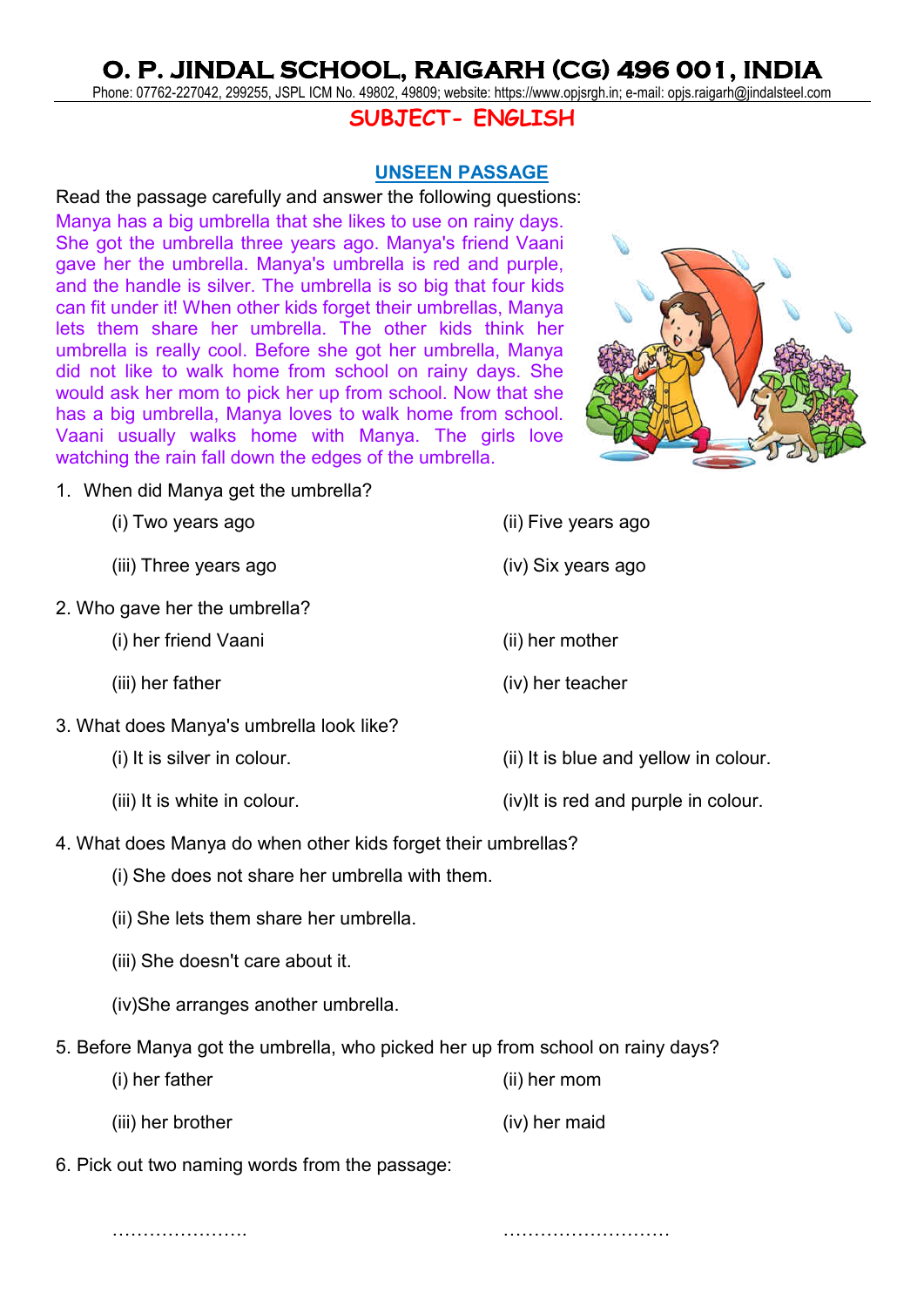# O. P. JINDAL SCHOOL, RAIGARH (CG) 496 001, INDIA

Phone: 07762-227042, 299255, JSPL ICM No. 49802, 49809; website: https://www.opjsrgh.in; e-mail: opjs.raigarh@jindalsteel.com

## SUBJECT- ENGLISH

### UNSEEN PASSAGE

Read the passage carefully and answer the following questions:

Manya has a big umbrella that she likes to use on rainy days. She got the umbrella three years ago. Manya's friend Vaani gave her the umbrella. Manya's umbrella is red and purple, and the handle is silver. The umbrella is so big that four kids can fit under it! When other kids forget their umbrellas, Manya lets them share her umbrella. The other kids think her umbrella is really cool. Before she got her umbrella, Manya did not like to walk home from school on rainy days. She would ask her mom to pick her up from school. Now that she has a big umbrella, Manya loves to walk home from school. Vaani usually walks home with Manya. The girls love watching the rain fall down the edges of the umbrella.

1. When did Manya get the umbrella?

   (i) Two years ago (ii) Five years ago

   (iii) Three years ago (iv) Six years ago

2. Who gave her the umbrella?

   (i) her friend Vaani (ii) her mother

   (iii) her father (iv) her teacher

3. What does Manya's umbrella look like?

   (i) It is silver in colour. (ii) It is blue and yellow in colour.

   (iii) It is white in colour. (iv)It is red and purple in colour.

4. What does Manya do when other kids forget their umbrellas?

   (i) She does not share her umbrella with them.

   (ii) She lets them share her umbrella.

   (iii) She doesn't care about it.

   (iv)She arranges another umbrella.

5. Before Manya got the umbrella, who picked her up from school on rainy days?

   (i) her father (ii) her mom

   (iii) her brother (iv) her maid

6. Pick out two naming words from the passage:

   …………………. ………………………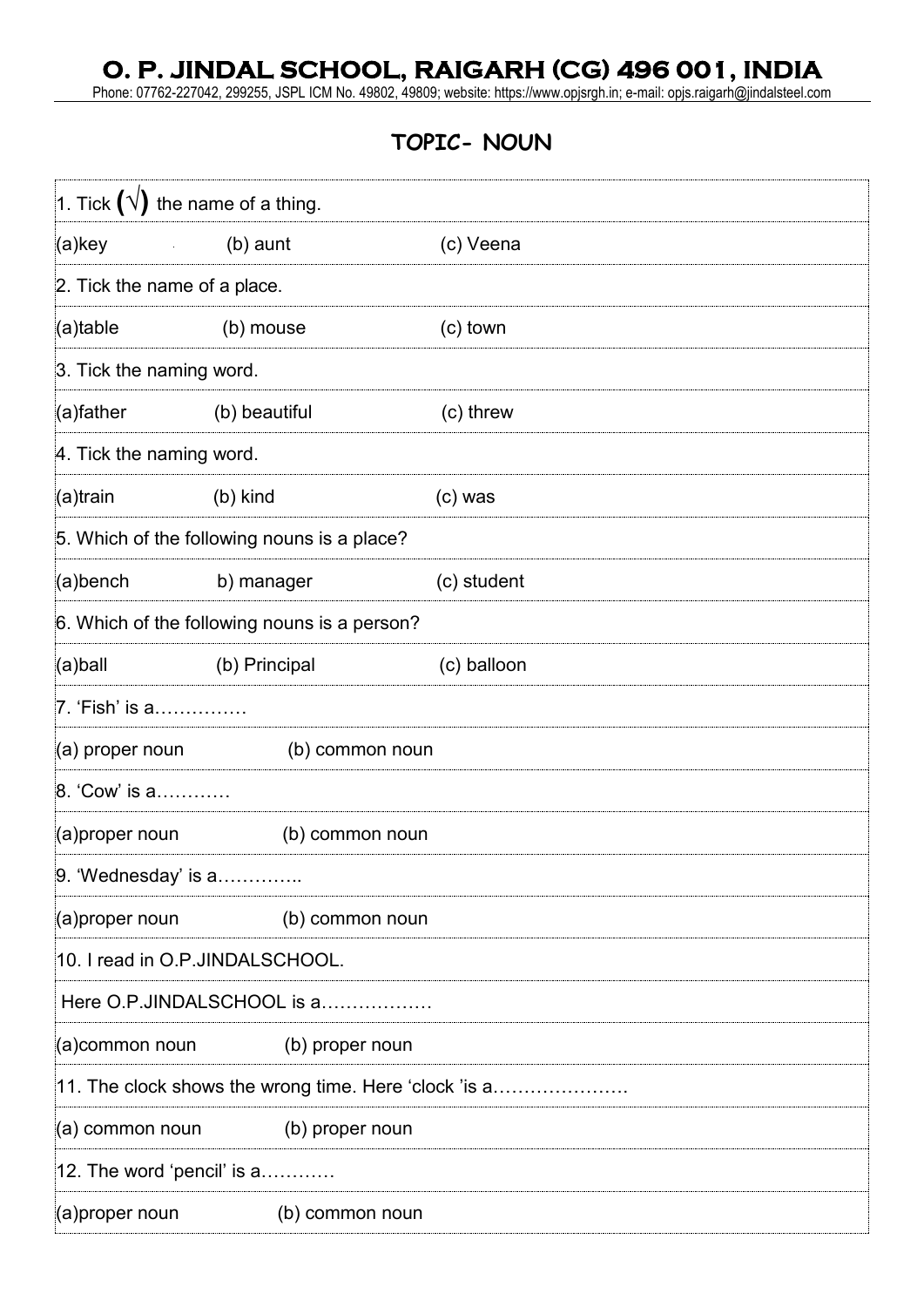# O. P. JINDAL SCHOOL, RAIGARH (CG) 496 001, INDIA

Phone: 07762-227042, 299255, JSPL ICM No. 49802, 49809; website: https://www.opjsrgh.in; e-mail: opjs.raigarh@jindalsteel.com

## TOPIC- NOUN

1. Tick (√) the name of a thing.

(a)key (b) aunt (c) Veena

2. Tick the name of a place.

(a)table (b) mouse (c) town

3. Tick the naming word.

(a)father (b) beautiful (c) threw

4. Tick the naming word.

(a)train (b) kind (c) was

5. Which of the following nouns is a place?

(a)bench b) manager (c) student

6. Which of the following nouns is a person?

(a)ball (b) Principal (c) balloon

7. 'Fish' is a……………

(a) proper noun (b) common noun

8. 'Cow' is a…………

(a)proper noun (b) common noun

9. 'Wednesday' is a…………..

(a)proper noun (b) common noun

10. I read in O.P.JINDALSCHOOL.

Here O.P.JINDALSCHOOL is a………………

(a)common noun (b) proper noun

11. The clock shows the wrong time. Here 'clock 'is a………………….

(a) common noun (b) proper noun

12. The word 'pencil' is a…………

(a)proper noun (b) common noun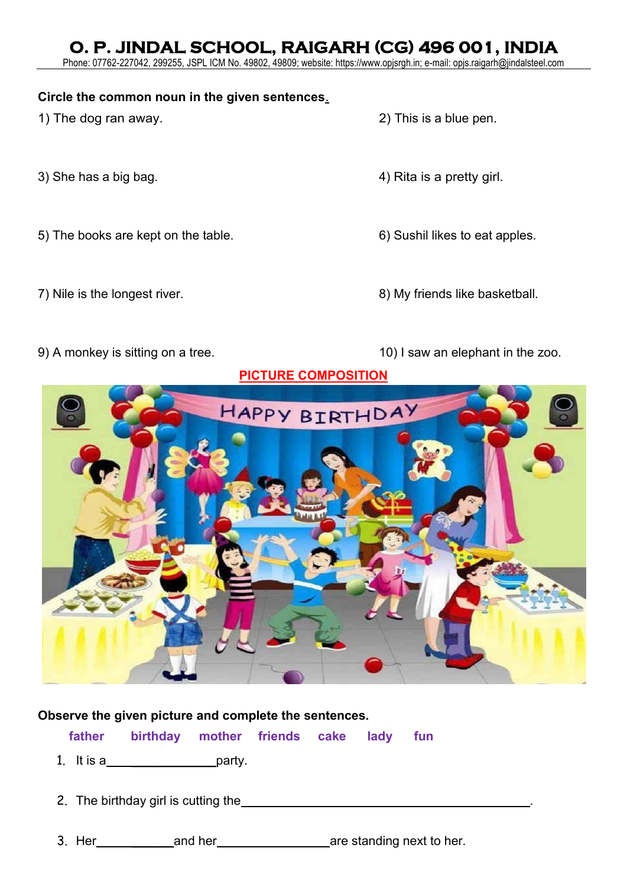# O. P. JINDAL SCHOOL, RAIGARH (CG) 496 001, INDIA

Phone: 07762-227042, 299255, JSPL ICM No. 49802, 49809; website: https://www.opjsrgh.in; e-mail: opjs.raigarh@jindalsteel.com

**Circle the common noun in the given sentences.**

1) The dog ran away.

2) This is a blue pen.

3) She has a big bag.

4) Rita is a pretty girl.

5) The books are kept on the table.

6) Sushil likes to eat apples.

7) Nile is the longest river.

8) My friends like basketball.

9) A monkey is sitting on a tree.

10) I saw an elephant in the zoo.

## PICTURE COMPOSITION

**Observe the given picture and complete the sentences.**

**father birthday mother friends cake lady fun**

1. It is a ________________ party.
2. The birthday girl is cutting the ________________________________________.
3. Her ____________ and her ________________ are standing next to her.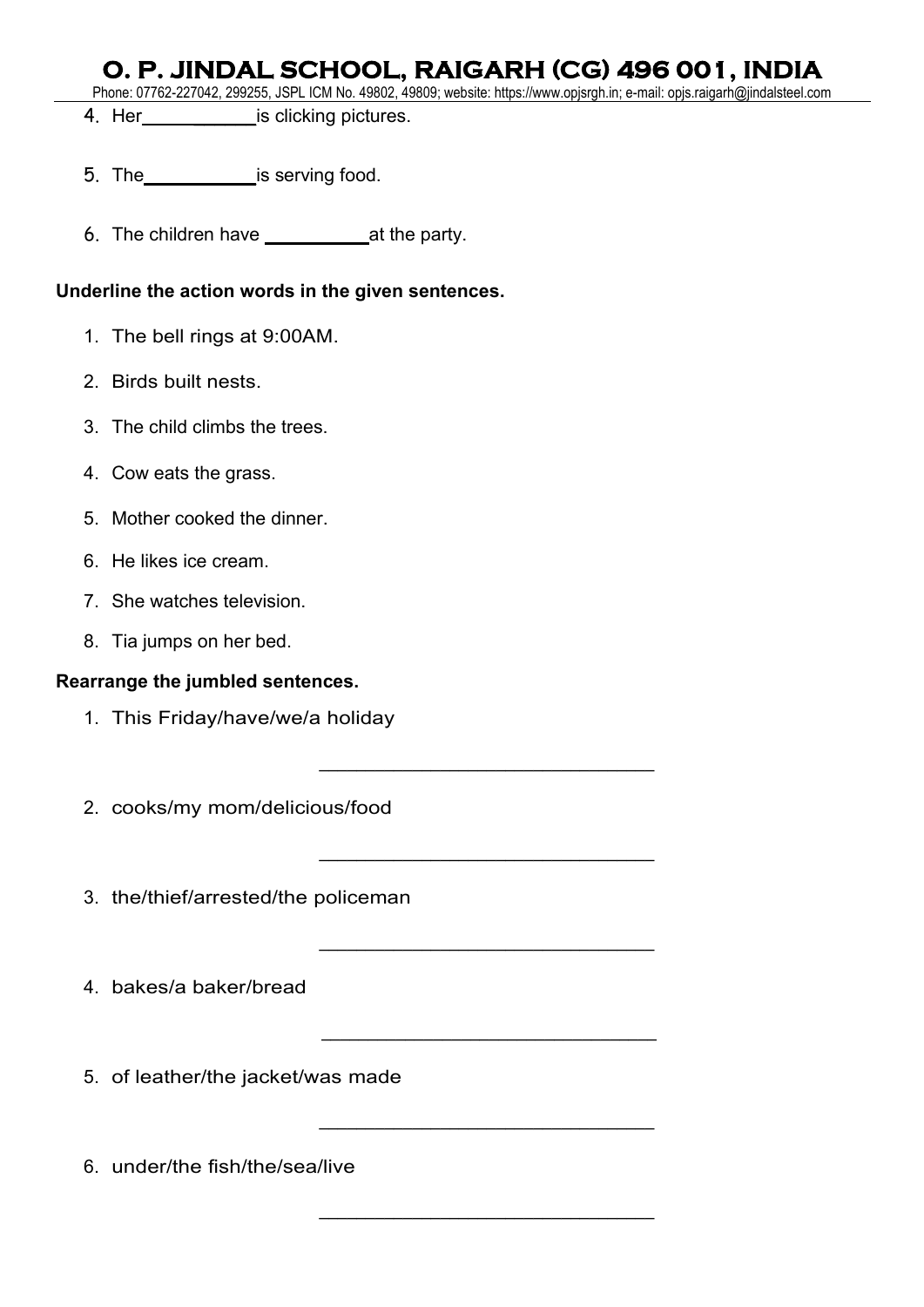4. Her\_\_\_\_\_\_\_\_\_\_\_is clicking pictures.

5. The\_\_\_\_\_\_\_\_\_\_\_is serving food.

6. The children have \_\_\_\_\_\_\_\_\_\_at the party.

**Underline the action words in the given sentences.**

1. The bell rings at 9:00AM.
2. Birds built nests.
3. The child climbs the trees.
4. Cow eats the grass.
5. Mother cooked the dinner.
6. He likes ice cream.
7. She watches television.
8. Tia jumps on her bed.

**Rearrange the jumbled sentences.**

1. This Friday/have/we/a holiday

   \_\_\_\_\_\_\_\_\_\_\_\_\_\_\_\_\_\_\_\_\_\_\_\_\_\_\_\_\_\_

2. cooks/my mom/delicious/food

   \_\_\_\_\_\_\_\_\_\_\_\_\_\_\_\_\_\_\_\_\_\_\_\_\_\_\_\_\_\_

3. the/thief/arrested/the policeman

   \_\_\_\_\_\_\_\_\_\_\_\_\_\_\_\_\_\_\_\_\_\_\_\_\_\_\_\_\_\_

4. bakes/a baker/bread

   \_\_\_\_\_\_\_\_\_\_\_\_\_\_\_\_\_\_\_\_\_\_\_\_\_\_\_\_\_\_

5. of leather/the jacket/was made

   \_\_\_\_\_\_\_\_\_\_\_\_\_\_\_\_\_\_\_\_\_\_\_\_\_\_\_\_\_\_

6. under/the fish/the/sea/live

   \_\_\_\_\_\_\_\_\_\_\_\_\_\_\_\_\_\_\_\_\_\_\_\_\_\_\_\_\_\_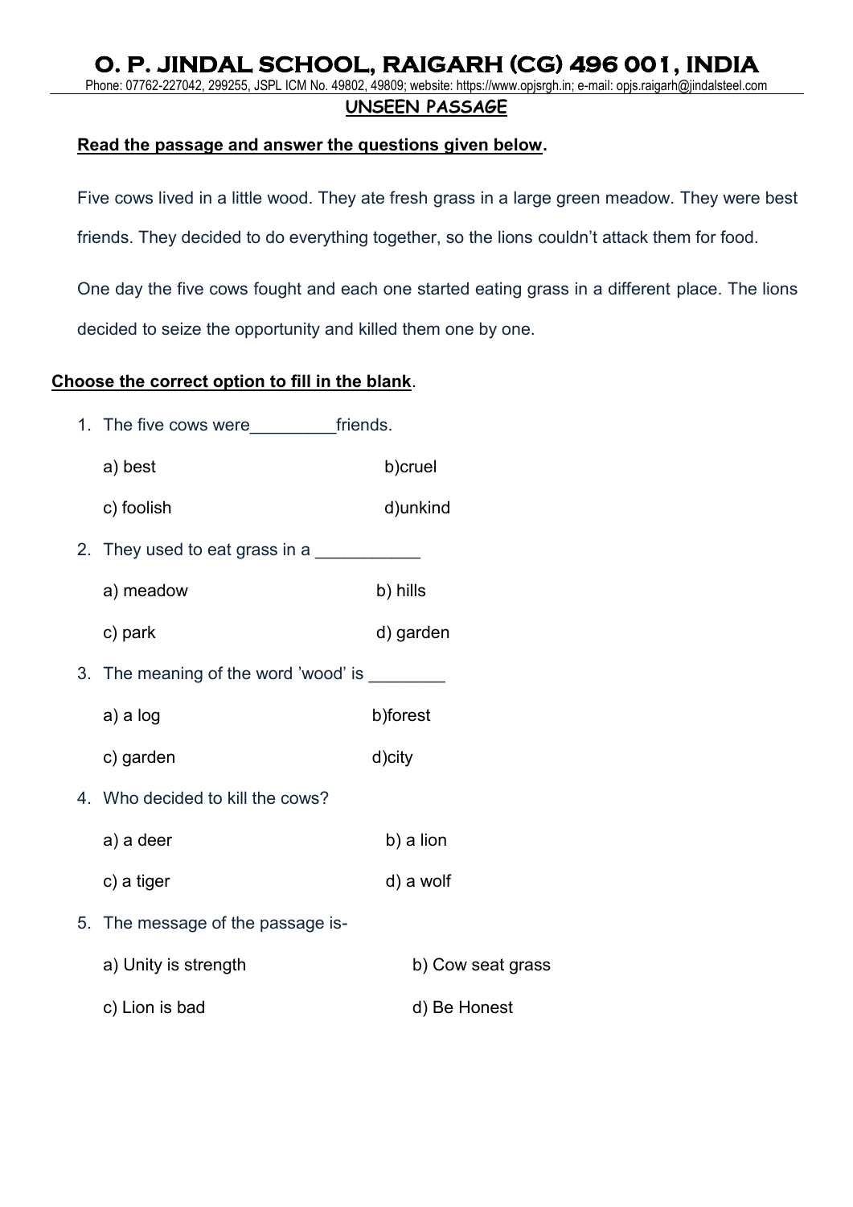# O. P. JINDAL SCHOOL, RAIGARH (CG) 496 001, INDIA

Phone: 07762-227042, 299255, JSPL ICM No. 49802, 49809; website: https://www.opjsrgh.in; e-mail: opjs.raigarh@jindalsteel.com

## UNSEEN PASSAGE

**Read the passage and answer the questions given below.**

Five cows lived in a little wood. They ate fresh grass in a large green meadow. They were best friends. They decided to do everything together, so the lions couldn't attack them for food.

One day the five cows fought and each one started eating grass in a different place. The lions decided to seize the opportunity and killed them one by one.

**Choose the correct option to fill in the blank.**

1. The five cows were_________friends.

   a) best　　　　b)cruel

   c) foolish　　　　d)unkind

2. They used to eat grass in a ___________

   a) meadow　　　　b) hills

   c) park　　　　d) garden

3. The meaning of the word 'wood' is ________

   a) a log　　　　b)forest

   c) garden　　　　d)city

4. Who decided to kill the cows?

   a) a deer　　　　b) a lion

   c) a tiger　　　　d) a wolf

5. The message of the passage is-

   a) Unity is strength　　　　b) Cow seat grass

   c) Lion is bad　　　　d) Be Honest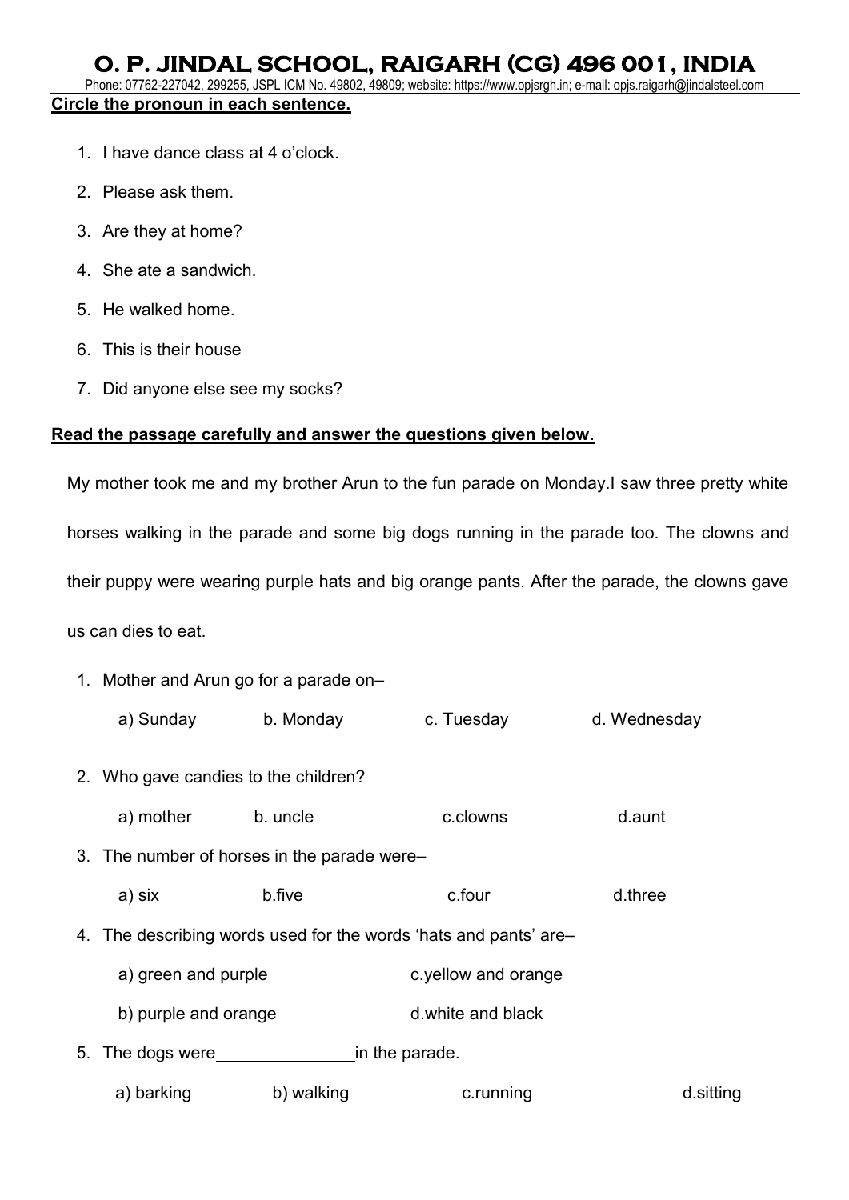**Circle the pronoun in each sentence.**

1. I have dance class at 4 o'clock.
2. Please ask them.
3. Are they at home?
4. She ate a sandwich.
5. He walked home.
6. This is their house
7. Did anyone else see my socks?

**Read the passage carefully and answer the questions given below.**

My mother took me and my brother Arun to the fun parade on Monday.I saw three pretty white horses walking in the parade and some big dogs running in the parade too. The clowns and their puppy were wearing purple hats and big orange pants. After the parade, the clowns gave us can dies to eat.

1. Mother and Arun go for a parade on–

   a) Sunday b. Monday c. Tuesday d. Wednesday

2. Who gave candies to the children?

   a) mother b. uncle c.clowns d.aunt

3. The number of horses in the parade were–

   a) six b.five c.four d.three

4. The describing words used for the words 'hats and pants' are–

   a) green and purple c.yellow and orange

   b) purple and orange d.white and black

5. The dogs were_______________in the parade.

   a) barking b) walking c.running d.sitting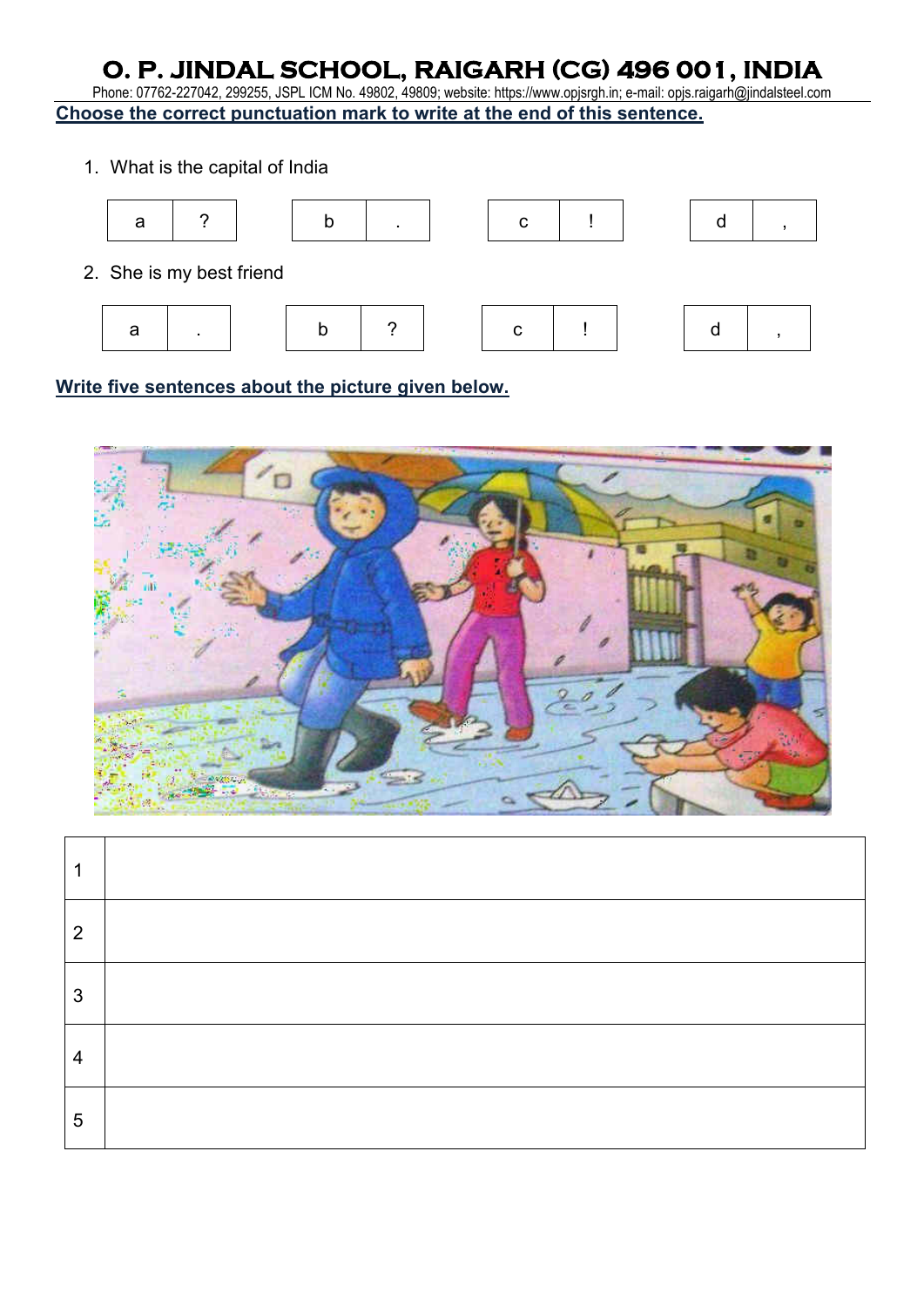# O. P. JINDAL SCHOOL, RAIGARH (CG) 496 001, INDIA

Phone: 07762-227042, 299255, JSPL ICM No. 49802, 49809; website: https://www.opjsrgh.in; e-mail: opjs.raigarh@jindalsteel.com

**Choose the correct punctuation mark to write at the end of this sentence.**

1. What is the capital of India

| a | ? |
|---|---|

| b | . |
|---|---|

| c | ! |
|---|---|

| d | , |
|---|---|

2. She is my best friend

| a | . |
|---|---|

| b | ? |
|---|---|

| c | ! |
|---|---|

| d | , |
|---|---|

**Write five sentences about the picture given below.**

| | |
|---|---|
| 1 | |
| 2 | |
| 3 | |
| 4 | |
| 5 | |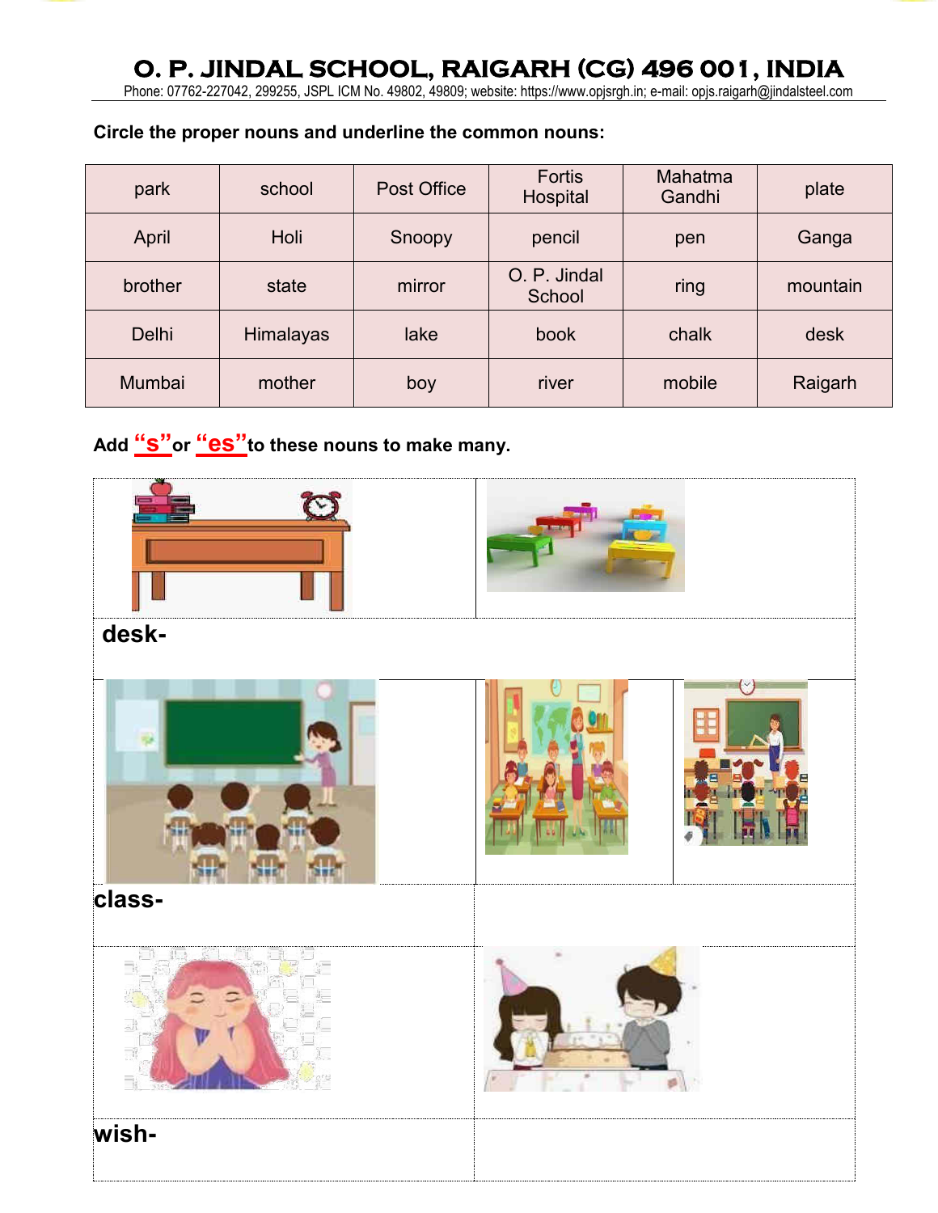# O. P. JINDAL SCHOOL, RAIGARH (CG) 496 001, INDIA

Phone: 07762-227042, 299255, JSPL ICM No. 49802, 49809; website: https://www.opjsrgh.in; e-mail: opjs.raigarh@jindalsteel.com

**Circle the proper nouns and underline the common nouns:**

| park | school | Post Office | Fortis Hospital | Mahatma Gandhi | plate |
|---|---|---|---|---|---|
| April | Holi | Snoopy | pencil | pen | Ganga |
| brother | state | mirror | O. P. Jindal School | ring | mountain |
| Delhi | Himalayas | lake | book | chalk | desk |
| Mumbai | mother | boy | river | mobile | Raigarh |

**Add "s" or "es" to these nouns to make many.**

**desk-**

**class-**

**wish-**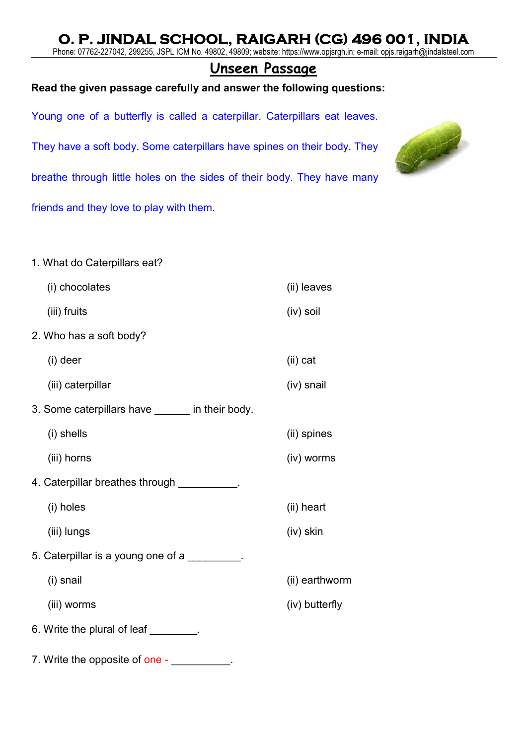# O. P. JINDAL SCHOOL, RAIGARH (CG) 496 001, INDIA

Phone: 07762-227042, 299255, JSPL ICM No. 49802, 49809; website: https://www.opjsrgh.in; e-mail: opjs.raigarh@jindalsteel.com

## Unseen Passage

**Read the given passage carefully and answer the following questions:**

Young one of a butterfly is called a caterpillar. Caterpillars eat leaves. They have a soft body. Some caterpillars have spines on their body. They breathe through little holes on the sides of their body. They have many friends and they love to play with them.

1. What do Caterpillars eat?

   (i) chocolates (ii) leaves

   (iii) fruits (iv) soil

2. Who has a soft body?

   (i) deer (ii) cat

   (iii) caterpillar (iv) snail

3. Some caterpillars have ______ in their body.

   (i) shells (ii) spines

   (iii) horns (iv) worms

4. Caterpillar breathes through __________.

   (i) holes (ii) heart

   (iii) lungs (iv) skin

5. Caterpillar is a young one of a _________.

   (i) snail (ii) earthworm

   (iii) worms (iv) butterfly

6. Write the plural of leaf ________.

7. Write the opposite of one - __________.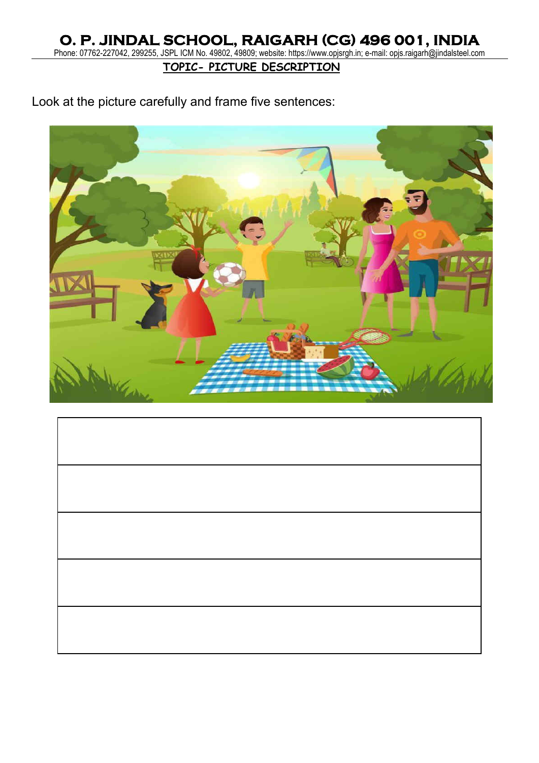# O. P. JINDAL SCHOOL, RAIGARH (CG) 496 001, INDIA

Phone: 07762-227042, 299255, JSPL ICM No. 49802, 49809; website: https://www.opjsrgh.in; e-mail: opjs.raigarh@jindalsteel.com

**TOPIC- PICTURE DESCRIPTION**

Look at the picture carefully and frame five sentences:

| |
|---|
| |
| |
| |
| |
| |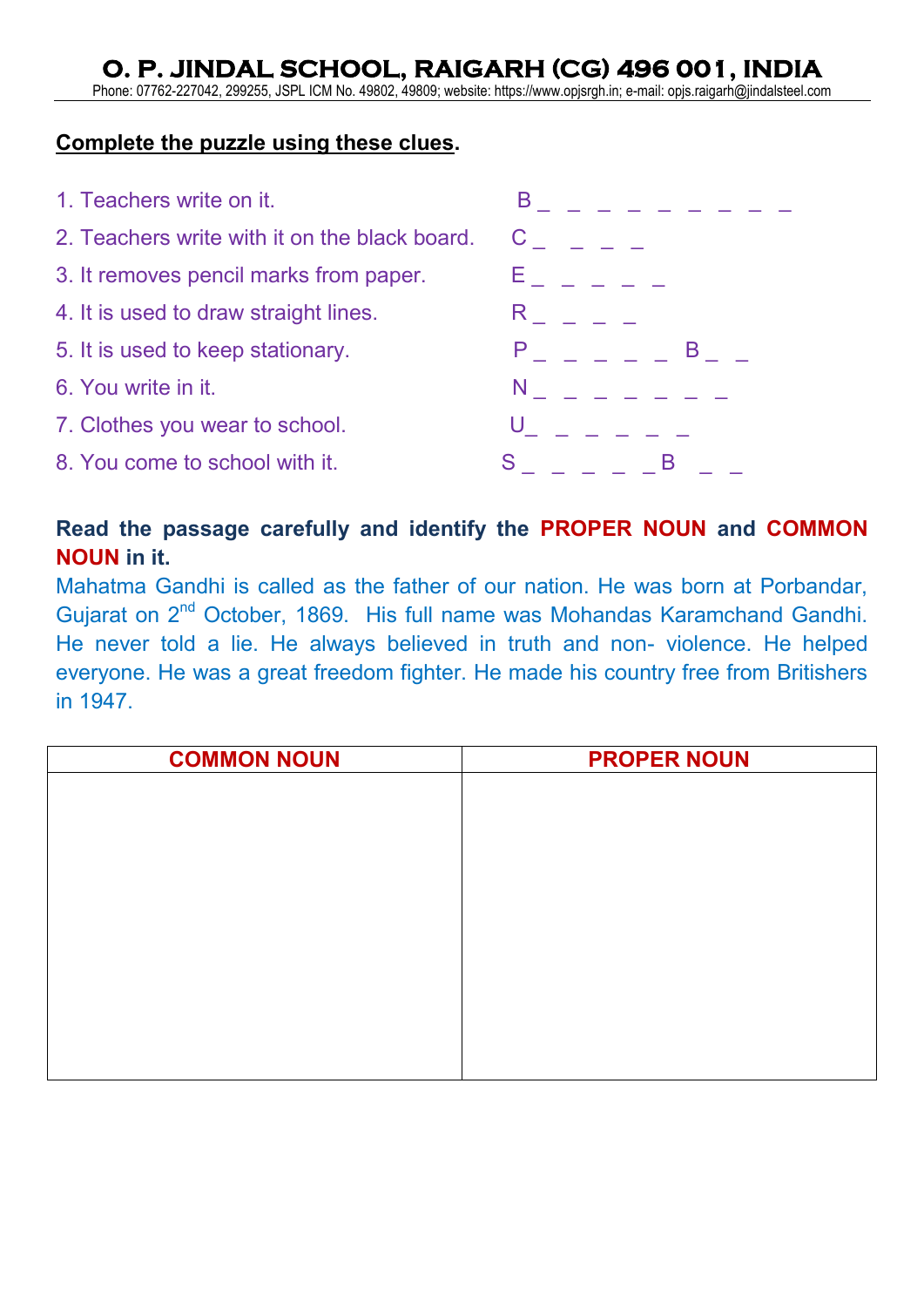# O. P. JINDAL SCHOOL, RAIGARH (CG) 496 001, INDIA

Phone: 07762-227042, 299255, JSPL ICM No. 49802, 49809; website: https://www.opjsrgh.in; e-mail: opjs.raigarh@jindalsteel.com

**Complete the puzzle using these clues.**

1. Teachers write on it. B _ _ _ _ _ _ _ _ _ _
2. Teachers write with it on the black board. C _ _ _ _
3. It removes pencil marks from paper. E _ _ _ _ _
4. It is used to draw straight lines. R _ _ _ _
5. It is used to keep stationary. P _ _ _ _ _ B _ _
6. You write in it. N _ _ _ _ _ _ _ _
7. Clothes you wear to school. U_ _ _ _ _ _
8. You come to school with it. S _ _ _ _ _ B _ _

**Read the passage carefully and identify the PROPER NOUN and COMMON NOUN in it.**

Mahatma Gandhi is called as the father of our nation. He was born at Porbandar, Gujarat on 2nd October, 1869. His full name was Mohandas Karamchand Gandhi. He never told a lie. He always believed in truth and non- violence. He helped everyone. He was a great freedom fighter. He made his country free from Britishers in 1947.

| COMMON NOUN | PROPER NOUN |
|---|---|
| | |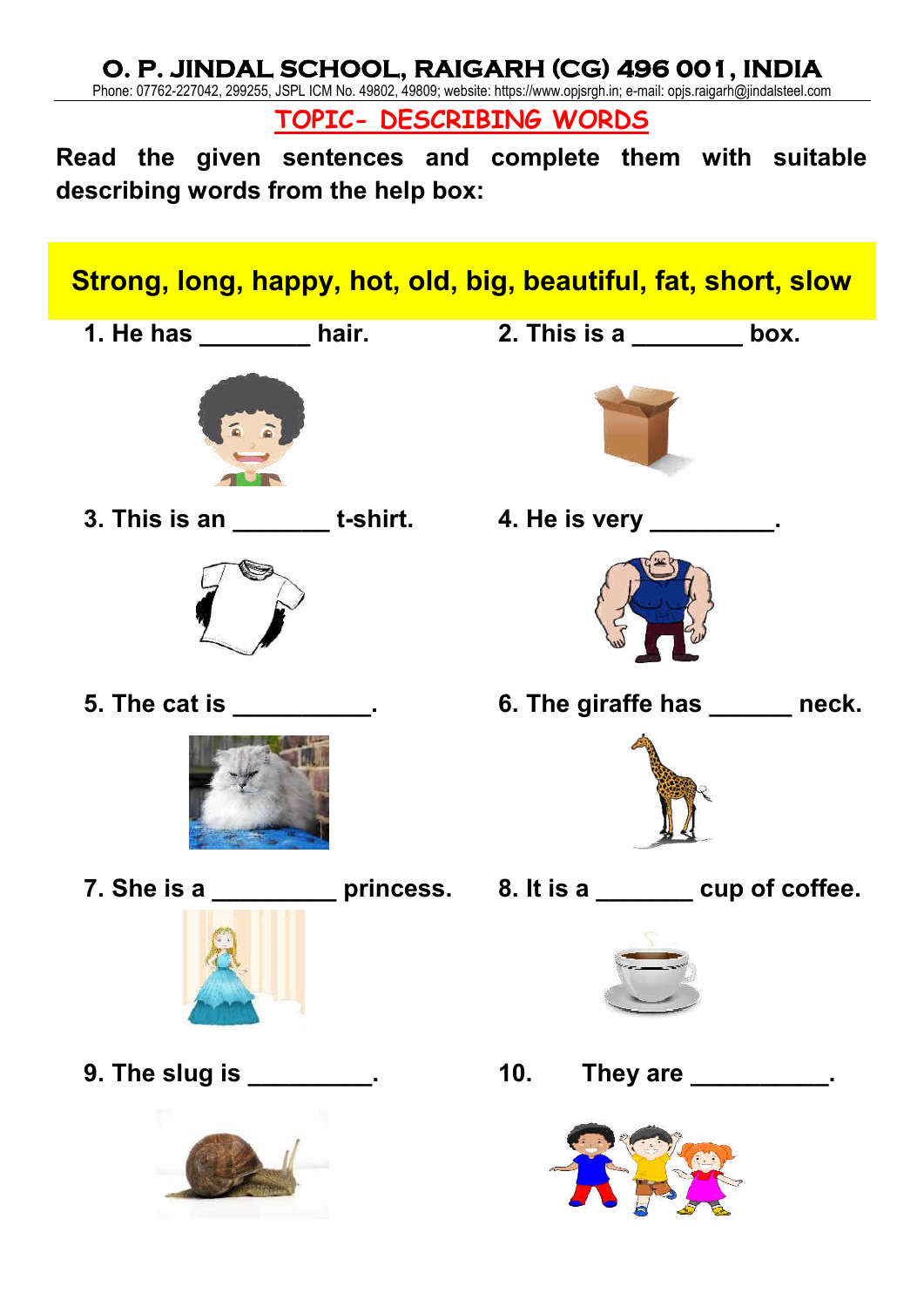# O. P. JINDAL SCHOOL, RAIGARH (CG) 496 001, INDIA

Phone: 07762-227042, 299255, JSPL ICM No. 49802, 49809; website: https://www.opjsrgh.in; e-mail: opjs.raigarh@jindalsteel.com

## TOPIC- DESCRIBING WORDS

**Read the given sentences and complete them with suitable describing words from the help box:**

**Strong, long, happy, hot, old, big, beautiful, fat, short, slow**

1. He has ________ hair.
2. This is a ________ box.
3. This is an _______ t-shirt.
4. He is very _________.
5. The cat is __________.
6. The giraffe has ______ neck.
7. She is a _________ princess.
8. It is a _______ cup of coffee.
9. The slug is _________.
10. They are __________.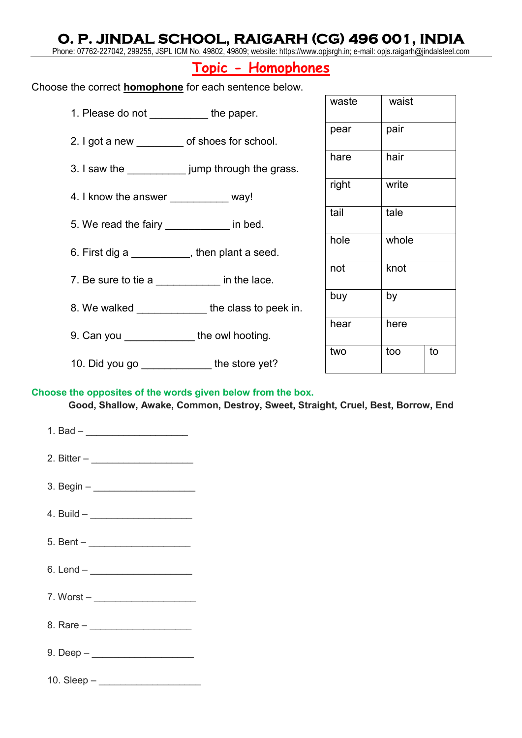# O. P. JINDAL SCHOOL, RAIGARH (CG) 496 001, INDIA

Phone: 07762-227042, 299255, JSPL ICM No. 49802, 49809; website: https://www.opjsrgh.in; e-mail: opjs.raigarh@jindalsteel.com

## Topic - Homophones

Choose the correct **homophone** for each sentence below.

1. Please do not __________ the paper.
2. I got a new ________ of shoes for school.
3. I saw the __________ jump through the grass.
4. I know the answer __________ way!
5. We read the fairy ___________ in bed.
6. First dig a __________, then plant a seed.
7. Be sure to tie a ___________ in the lace.
8. We walked ____________ the class to peek in.
9. Can you ____________ the owl hooting.
10. Did you go ____________ the store yet?

| | | |
|---|---|---|
| waste | waist | |
| pear | pair | |
| hare | hair | |
| right | write | |
| tail | tale | |
| hole | whole | |
| not | knot | |
| buy | by | |
| hear | here | |
| two | too | to |

**Choose the opposites of the words given below from the box.**

**Good, Shallow, Awake, Common, Destroy, Sweet, Straight, Cruel, Best, Borrow, End**

1. Bad – ___________________
2. Bitter – ___________________
3. Begin – ___________________
4. Build – ___________________
5. Bent – ___________________
6. Lend – ___________________
7. Worst – ___________________
8. Rare – ___________________
9. Deep – ___________________
10. Sleep – ___________________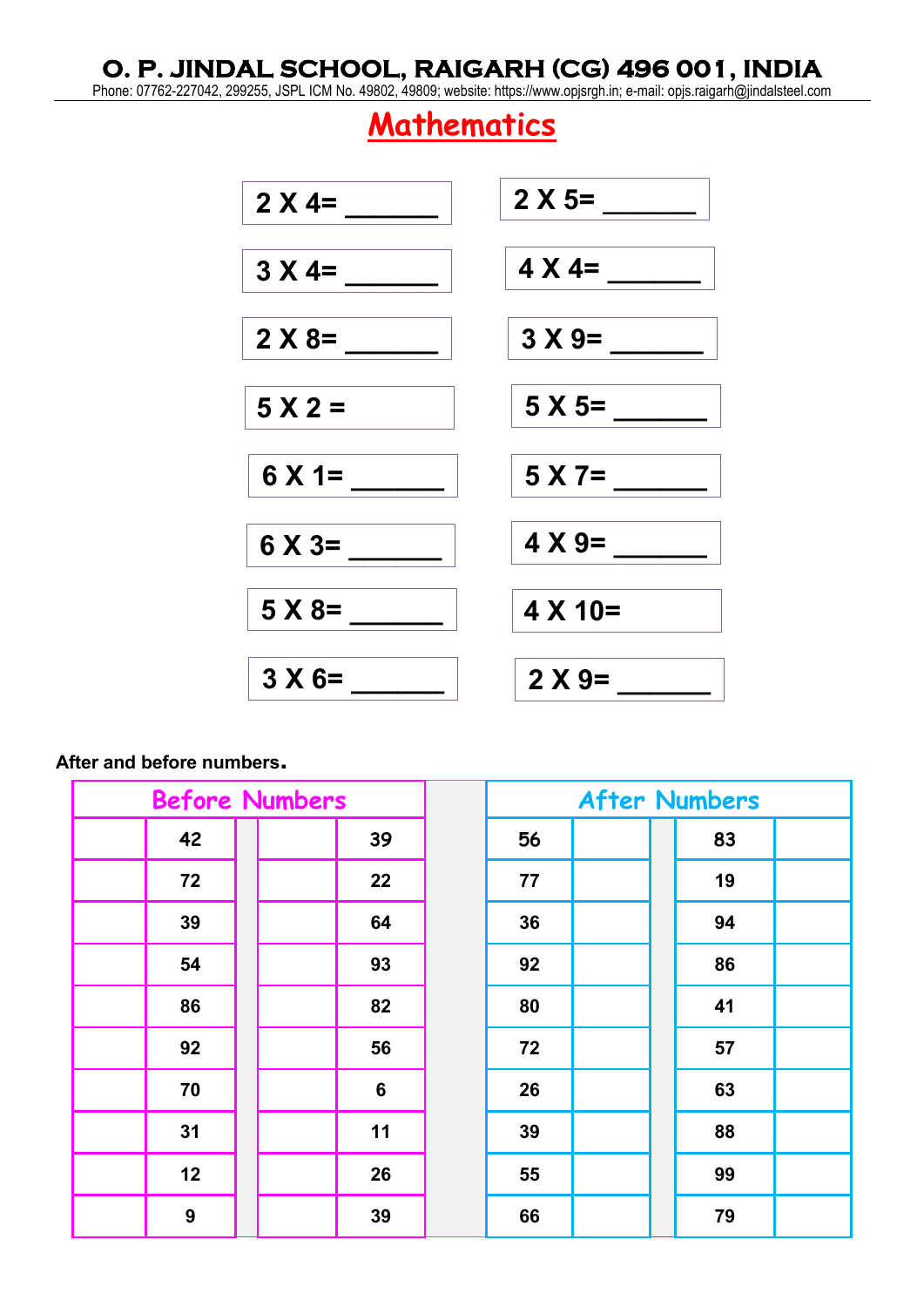# O. P. JINDAL SCHOOL, RAIGARH (CG) 496 001, INDIA

Phone: 07762-227042, 299255, JSPL ICM No. 49802, 49809; website: https://www.opjsrgh.in; e-mail: opjs.raigarh@jindalsteel.com

## Mathematics

| | |
|---|---|
| 2 X 4= ______ | 2 X 5= ______ |
| 3 X 4= ______ | 4 X 4= ______ |
| 2 X 8= ______ | 3 X 9= ______ |
| 5 X 2 = | 5 X 5= ______ |
| 6 X 1= ______ | 5 X 7= ______ |
| 6 X 3= ______ | 4 X 9= ______ |
| 5 X 8= ______ | 4 X 10= |
| 3 X 6= ______ | 2 X 9= ______ |

**After and before numbers.**

| Before Numbers | | | | | After Numbers | | | |
|---|---|---|---|---|---|---|---|---|
| | 42 | | 39 | | 56 | | 83 | |
| | 72 | | 22 | | 77 | | 19 | |
| | 39 | | 64 | | 36 | | 94 | |
| | 54 | | 93 | | 92 | | 86 | |
| | 86 | | 82 | | 80 | | 41 | |
| | 92 | | 56 | | 72 | | 57 | |
| | 70 | | 6 | | 26 | | 63 | |
| | 31 | | 11 | | 39 | | 88 | |
| | 12 | | 26 | | 55 | | 99 | |
| | 9 | | 39 | | 66 | | 79 | |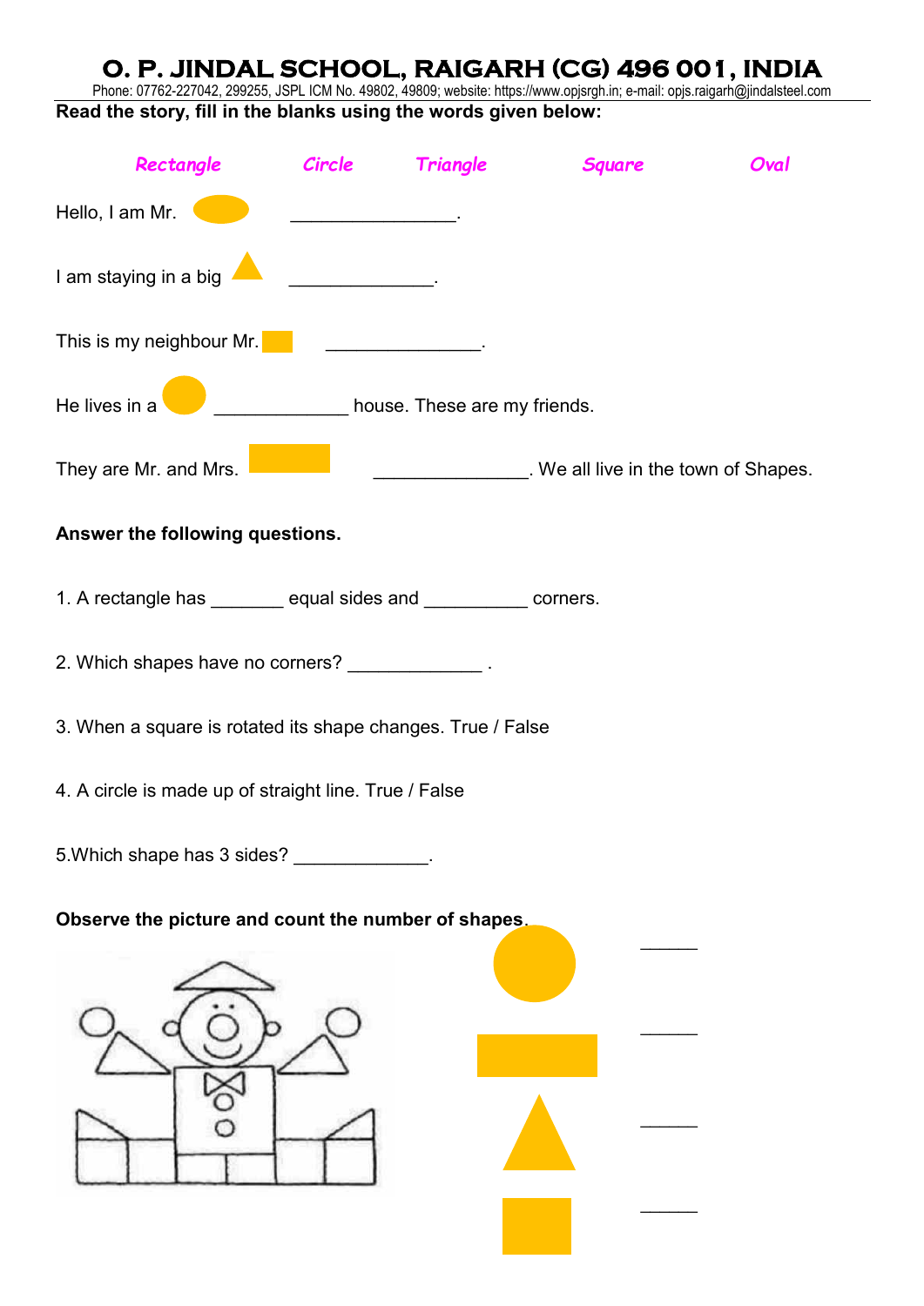# O. P. JINDAL SCHOOL, RAIGARH (CG) 496 001, INDIA

Phone: 07762-227042, 299255, JSPL ICM No. 49802, 49809; website: https://www.opjsrgh.in; e-mail: opjs.raigarh@jindalsteel.com

**Read the story, fill in the blanks using the words given below:**

Rectangle      Circle      Triangle      Square      Oval

Hello, I am Mr. ________________.

I am staying in a big ______________.

This is my neighbour Mr. _______________.

He lives in a _____________ house. These are my friends.

They are Mr. and Mrs. _______________. We all live in the town of Shapes.

**Answer the following questions.**

1. A rectangle has _______ equal sides and __________ corners.

2. Which shapes have no corners? _____________ .

3. When a square is rotated its shape changes. True / False

4. A circle is made up of straight line. True / False

5. Which shape has 3 sides? _____________.

**Observe the picture and count the number of shapes.**

______

______

______

______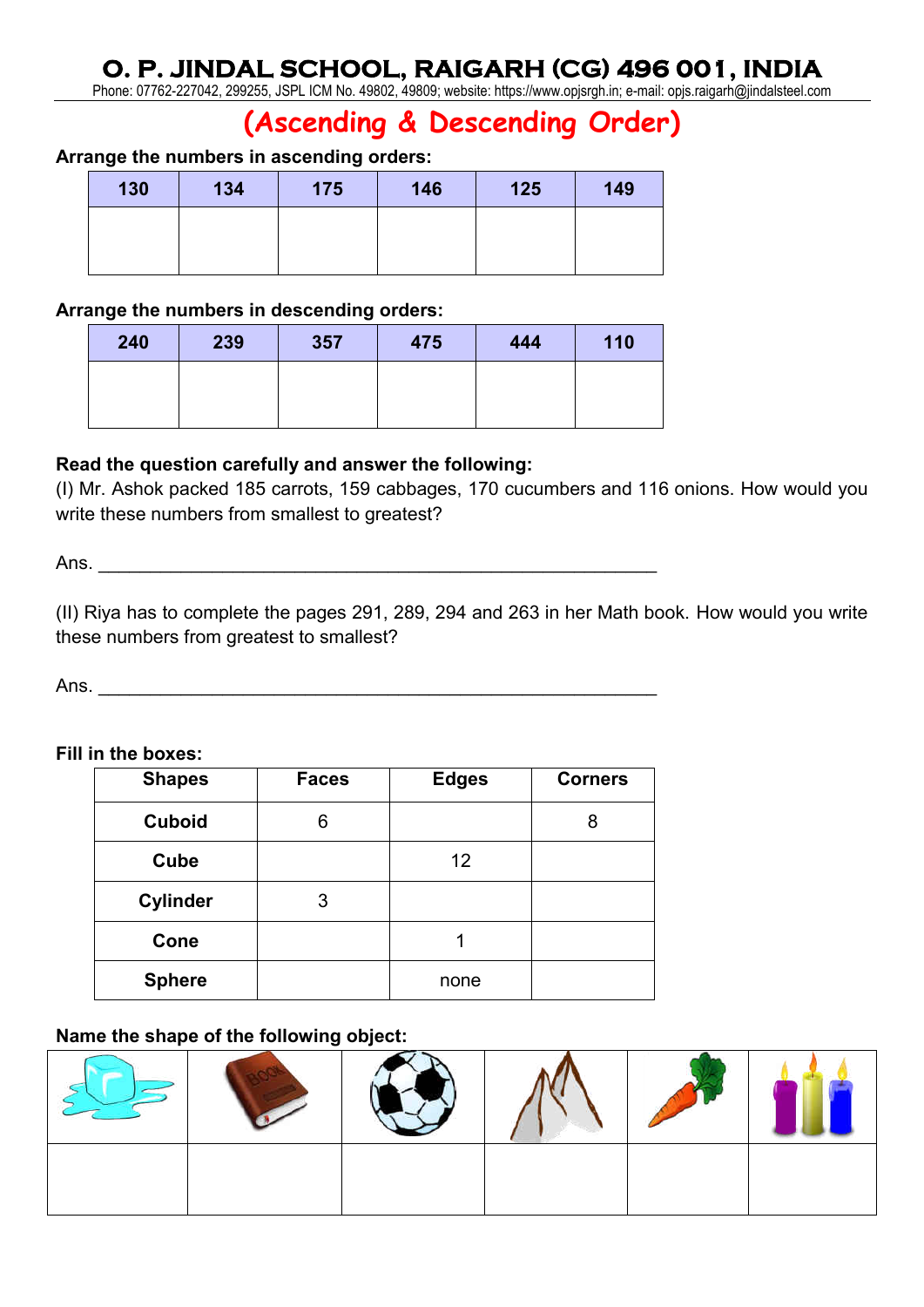# O. P. JINDAL SCHOOL, RAIGARH (CG) 496 001, INDIA

Phone: 07762-227042, 299255, JSPL ICM No. 49802, 49809; website: https://www.opjsrgh.in; e-mail: opjs.raigarh@jindalsteel.com

## (Ascending & Descending Order)

**Arrange the numbers in ascending orders:**

| 130 | 134 | 175 | 146 | 125 | 149 |
|---|---|---|---|---|---|
| | | | | | |

**Arrange the numbers in descending orders:**

| 240 | 239 | 357 | 475 | 444 | 110 |
|---|---|---|---|---|---|
| | | | | | |

**Read the question carefully and answer the following:**

(I) Mr. Ashok packed 185 carrots, 159 cabbages, 170 cucumbers and 116 onions. How would you write these numbers from smallest to greatest?

Ans. ________________________________________________________

(II) Riya has to complete the pages 291, 289, 294 and 263 in her Math book. How would you write these numbers from greatest to smallest?

Ans. ________________________________________________________

**Fill in the boxes:**

| Shapes | Faces | Edges | Corners |
|---|---|---|---|
| **Cuboid** | 6 | | 8 |
| **Cube** | | 12 | |
| **Cylinder** | 3 | | |
| **Cone** | | 1 | |
| **Sphere** | | none | |

**Name the shape of the following object:**

| | | | | | |
|---|---|---|---|---|---|
| | | | | | |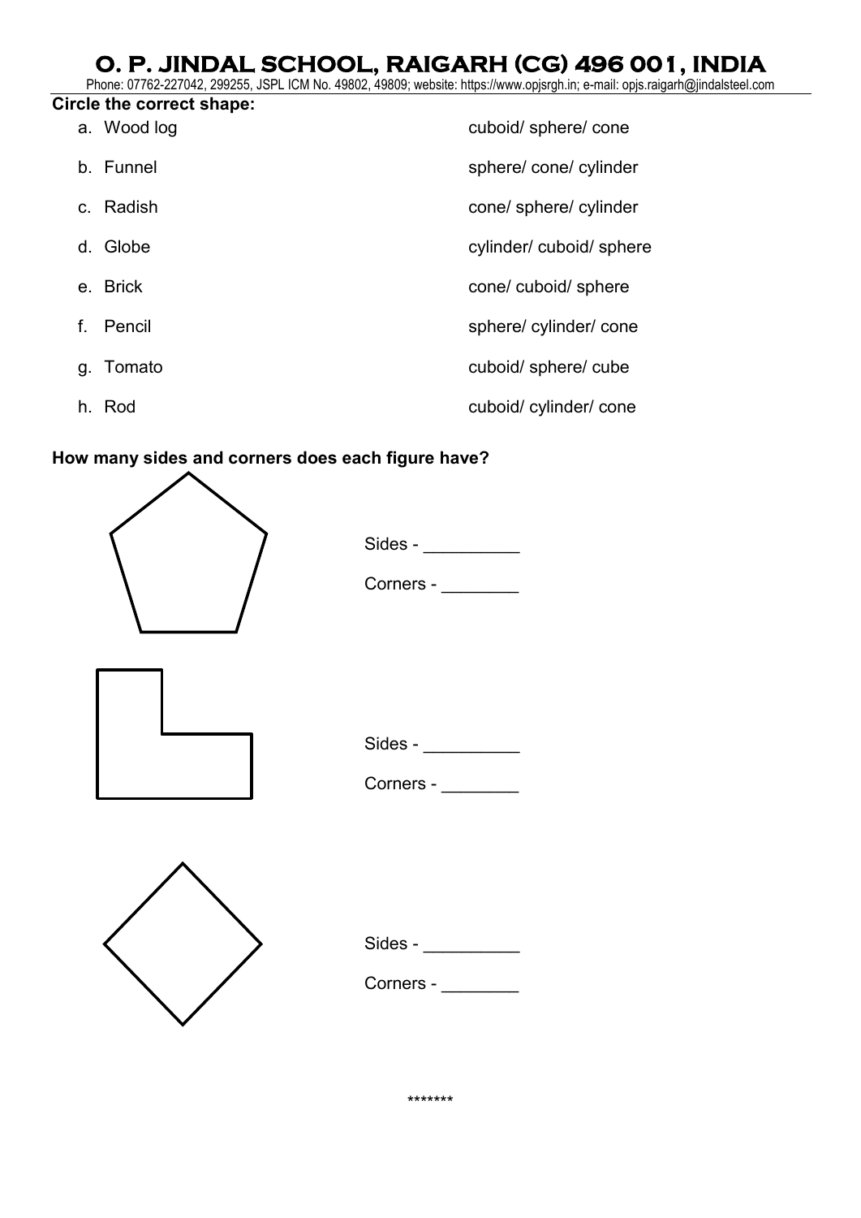# O. P. JINDAL SCHOOL, RAIGARH (CG) 496 001, INDIA

Phone: 07762-227042, 299255, JSPL ICM No. 49802, 49809; website: https://www.opjsrgh.in; e-mail: opjs.raigarh@jindalsteel.com

**Circle the correct shape:**

a. Wood log — cuboid/ sphere/ cone

b. Funnel — sphere/ cone/ cylinder

c. Radish — cone/ sphere/ cylinder

d. Globe — cylinder/ cuboid/ sphere

e. Brick — cone/ cuboid/ sphere

f. Pencil — sphere/ cylinder/ cone

g. Tomato — cuboid/ sphere/ cube

h. Rod — cuboid/ cylinder/ cone

**How many sides and corners does each figure have?**

Sides - __________

Corners - ________

Sides - __________

Corners - ________

Sides - __________

Corners - ________

*******